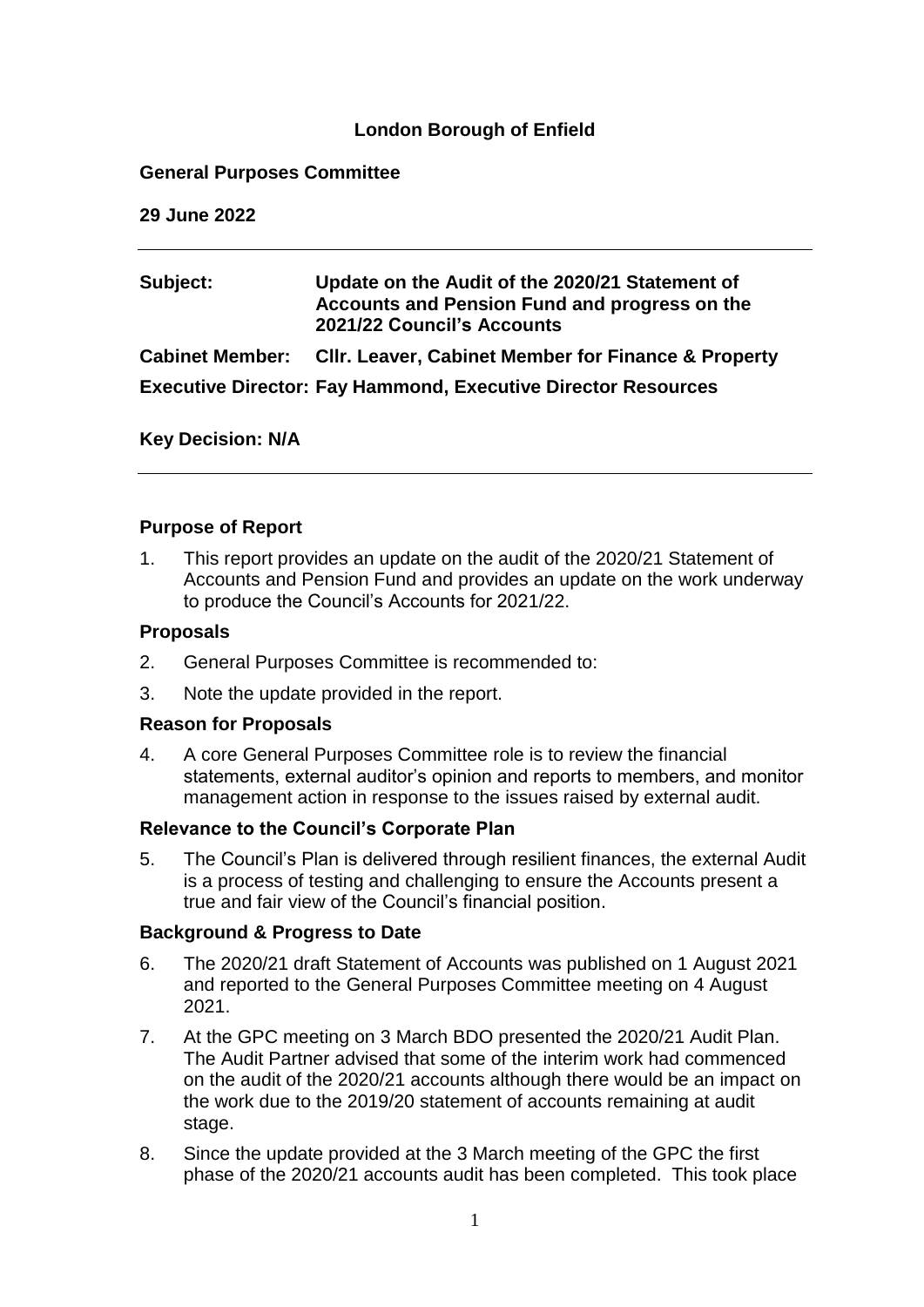**London Borough of Enfield**

**General Purposes Committee**

**29 June 2022**

---

| | |
|---|---|
| **Subject:** | **Update on the Audit of the 2020/21 Statement of Accounts and Pension Fund and progress on the 2021/22 Council's Accounts** |
| **Cabinet Member:** | **Cllr. Leaver, Cabinet Member for Finance & Property** |

**Executive Director: Fay Hammond, Executive Director Resources**

**Key Decision: N/A**

---

## Purpose of Report

1. This report provides an update on the audit of the 2020/21 Statement of Accounts and Pension Fund and provides an update on the work underway to produce the Council's Accounts for 2021/22.

## Proposals

2. General Purposes Committee is recommended to:
3. Note the update provided in the report.

## Reason for Proposals

4. A core General Purposes Committee role is to review the financial statements, external auditor's opinion and reports to members, and monitor management action in response to the issues raised by external audit.

## Relevance to the Council's Corporate Plan

5. The Council's Plan is delivered through resilient finances, the external Audit is a process of testing and challenging to ensure the Accounts present a true and fair view of the Council's financial position.

## Background & Progress to Date

6. The 2020/21 draft Statement of Accounts was published on 1 August 2021 and reported to the General Purposes Committee meeting on 4 August 2021.
7. At the GPC meeting on 3 March BDO presented the 2020/21 Audit Plan. The Audit Partner advised that some of the interim work had commenced on the audit of the 2020/21 accounts although there would be an impact on the work due to the 2019/20 statement of accounts remaining at audit stage.
8. Since the update provided at the 3 March meeting of the GPC the first phase of the 2020/21 accounts audit has been completed. This took place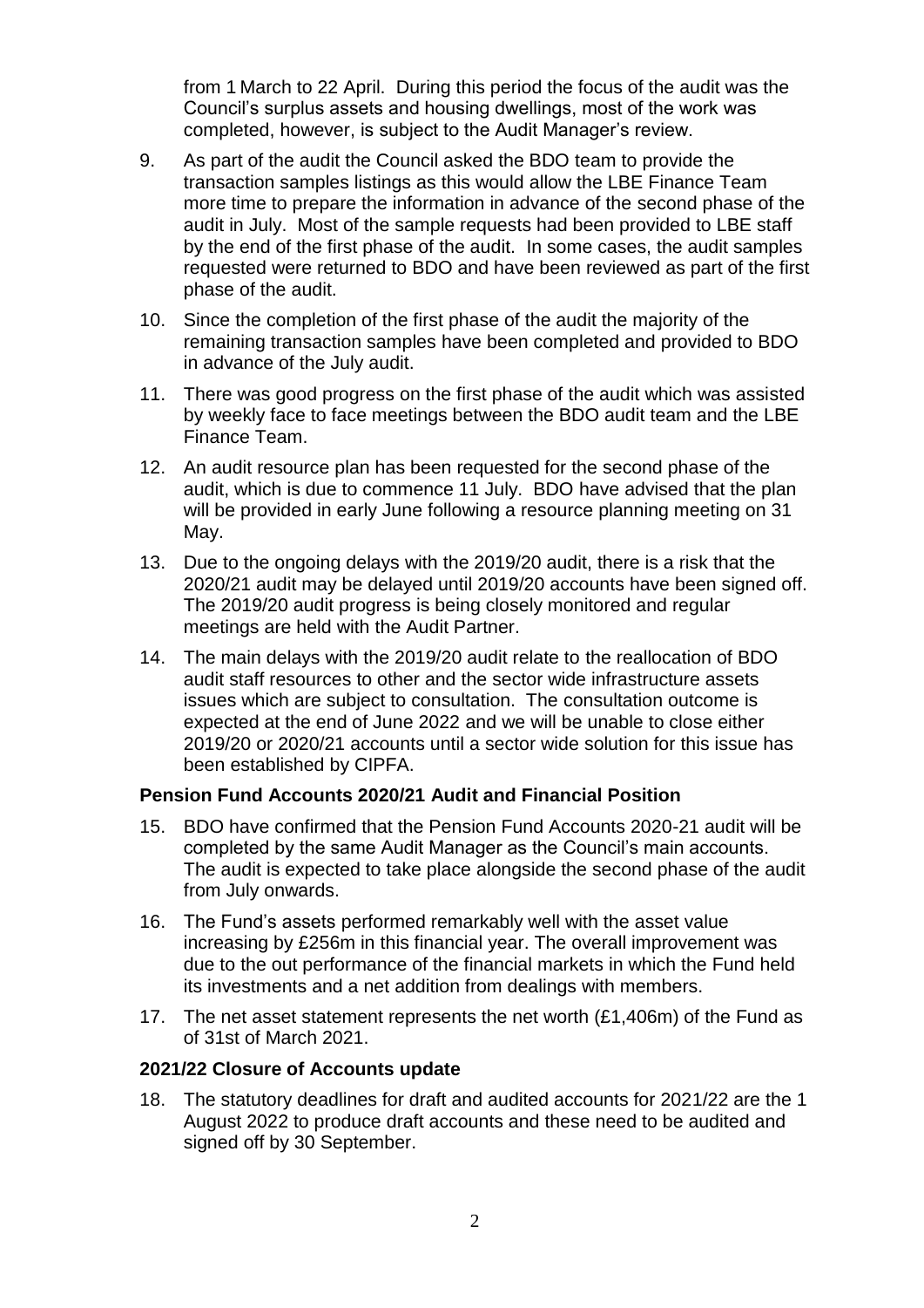from 1 March to 22 April. During this period the focus of the audit was the Council's surplus assets and housing dwellings, most of the work was completed, however, is subject to the Audit Manager's review.

9. As part of the audit the Council asked the BDO team to provide the transaction samples listings as this would allow the LBE Finance Team more time to prepare the information in advance of the second phase of the audit in July. Most of the sample requests had been provided to LBE staff by the end of the first phase of the audit. In some cases, the audit samples requested were returned to BDO and have been reviewed as part of the first phase of the audit.

10. Since the completion of the first phase of the audit the majority of the remaining transaction samples have been completed and provided to BDO in advance of the July audit.

11. There was good progress on the first phase of the audit which was assisted by weekly face to face meetings between the BDO audit team and the LBE Finance Team.

12. An audit resource plan has been requested for the second phase of the audit, which is due to commence 11 July. BDO have advised that the plan will be provided in early June following a resource planning meeting on 31 May.

13. Due to the ongoing delays with the 2019/20 audit, there is a risk that the 2020/21 audit may be delayed until 2019/20 accounts have been signed off. The 2019/20 audit progress is being closely monitored and regular meetings are held with the Audit Partner.

14. The main delays with the 2019/20 audit relate to the reallocation of BDO audit staff resources to other and the sector wide infrastructure assets issues which are subject to consultation. The consultation outcome is expected at the end of June 2022 and we will be unable to close either 2019/20 or 2020/21 accounts until a sector wide solution for this issue has been established by CIPFA.

### Pension Fund Accounts 2020/21 Audit and Financial Position

15. BDO have confirmed that the Pension Fund Accounts 2020-21 audit will be completed by the same Audit Manager as the Council's main accounts. The audit is expected to take place alongside the second phase of the audit from July onwards.

16. The Fund's assets performed remarkably well with the asset value increasing by £256m in this financial year. The overall improvement was due to the out performance of the financial markets in which the Fund held its investments and a net addition from dealings with members.

17. The net asset statement represents the net worth (£1,406m) of the Fund as of 31st of March 2021.

### 2021/22 Closure of Accounts update

18. The statutory deadlines for draft and audited accounts for 2021/22 are the 1 August 2022 to produce draft accounts and these need to be audited and signed off by 30 September.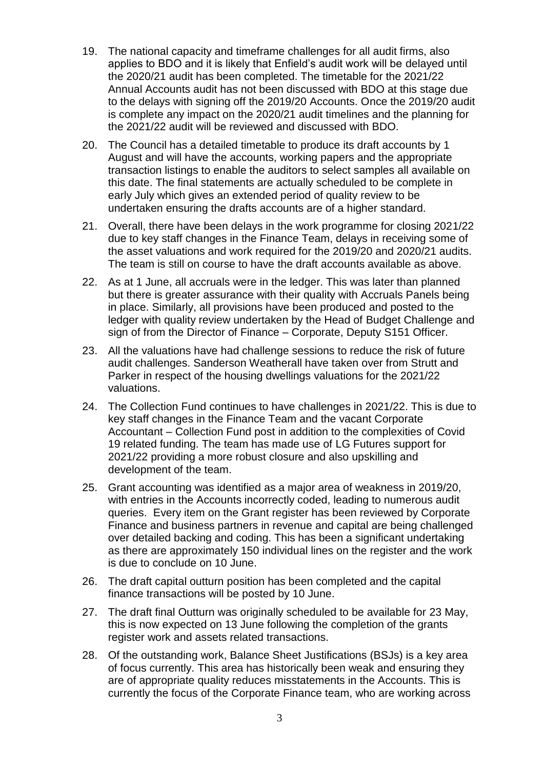19. The national capacity and timeframe challenges for all audit firms, also applies to BDO and it is likely that Enfield's audit work will be delayed until the 2020/21 audit has been completed. The timetable for the 2021/22 Annual Accounts audit has not been discussed with BDO at this stage due to the delays with signing off the 2019/20 Accounts. Once the 2019/20 audit is complete any impact on the 2020/21 audit timelines and the planning for the 2021/22 audit will be reviewed and discussed with BDO.

20. The Council has a detailed timetable to produce its draft accounts by 1 August and will have the accounts, working papers and the appropriate transaction listings to enable the auditors to select samples all available on this date. The final statements are actually scheduled to be complete in early July which gives an extended period of quality review to be undertaken ensuring the drafts accounts are of a higher standard.

21. Overall, there have been delays in the work programme for closing 2021/22 due to key staff changes in the Finance Team, delays in receiving some of the asset valuations and work required for the 2019/20 and 2020/21 audits. The team is still on course to have the draft accounts available as above.

22. As at 1 June, all accruals were in the ledger. This was later than planned but there is greater assurance with their quality with Accruals Panels being in place. Similarly, all provisions have been produced and posted to the ledger with quality review undertaken by the Head of Budget Challenge and sign of from the Director of Finance – Corporate, Deputy S151 Officer.

23. All the valuations have had challenge sessions to reduce the risk of future audit challenges. Sanderson Weatherall have taken over from Strutt and Parker in respect of the housing dwellings valuations for the 2021/22 valuations.

24. The Collection Fund continues to have challenges in 2021/22. This is due to key staff changes in the Finance Team and the vacant Corporate Accountant – Collection Fund post in addition to the complexities of Covid 19 related funding. The team has made use of LG Futures support for 2021/22 providing a more robust closure and also upskilling and development of the team.

25. Grant accounting was identified as a major area of weakness in 2019/20, with entries in the Accounts incorrectly coded, leading to numerous audit queries. Every item on the Grant register has been reviewed by Corporate Finance and business partners in revenue and capital are being challenged over detailed backing and coding. This has been a significant undertaking as there are approximately 150 individual lines on the register and the work is due to conclude on 10 June.

26. The draft capital outturn position has been completed and the capital finance transactions will be posted by 10 June.

27. The draft final Outturn was originally scheduled to be available for 23 May, this is now expected on 13 June following the completion of the grants register work and assets related transactions.

28. Of the outstanding work, Balance Sheet Justifications (BSJs) is a key area of focus currently. This area has historically been weak and ensuring they are of appropriate quality reduces misstatements in the Accounts. This is currently the focus of the Corporate Finance team, who are working across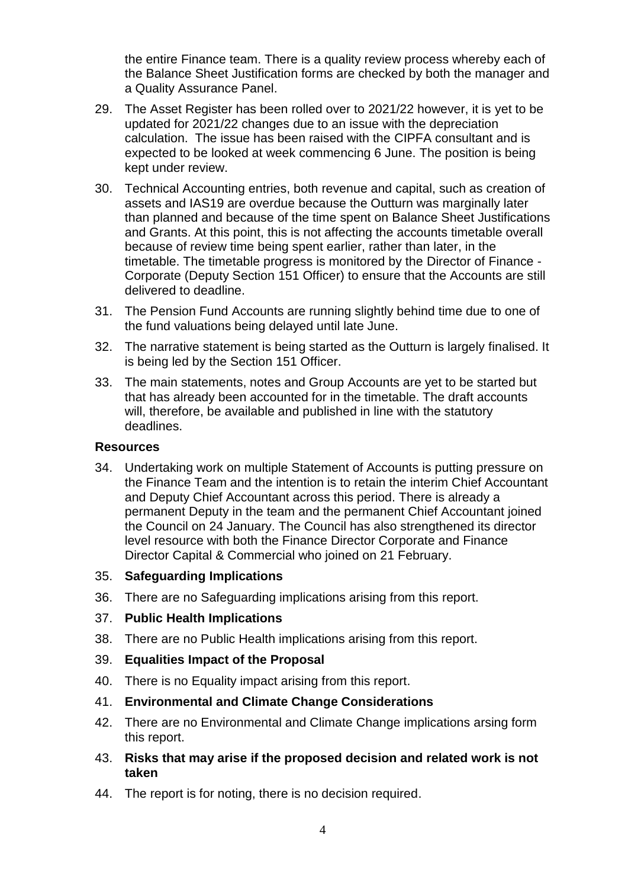the entire Finance team. There is a quality review process whereby each of the Balance Sheet Justification forms are checked by both the manager and a Quality Assurance Panel.

29. The Asset Register has been rolled over to 2021/22 however, it is yet to be updated for 2021/22 changes due to an issue with the depreciation calculation. The issue has been raised with the CIPFA consultant and is expected to be looked at week commencing 6 June. The position is being kept under review.

30. Technical Accounting entries, both revenue and capital, such as creation of assets and IAS19 are overdue because the Outturn was marginally later than planned and because of the time spent on Balance Sheet Justifications and Grants. At this point, this is not affecting the accounts timetable overall because of review time being spent earlier, rather than later, in the timetable. The timetable progress is monitored by the Director of Finance - Corporate (Deputy Section 151 Officer) to ensure that the Accounts are still delivered to deadline.

31. The Pension Fund Accounts are running slightly behind time due to one of the fund valuations being delayed until late June.

32. The narrative statement is being started as the Outturn is largely finalised. It is being led by the Section 151 Officer.

33. The main statements, notes and Group Accounts are yet to be started but that has already been accounted for in the timetable. The draft accounts will, therefore, be available and published in line with the statutory deadlines.

**Resources**

34. Undertaking work on multiple Statement of Accounts is putting pressure on the Finance Team and the intention is to retain the interim Chief Accountant and Deputy Chief Accountant across this period. There is already a permanent Deputy in the team and the permanent Chief Accountant joined the Council on 24 January. The Council has also strengthened its director level resource with both the Finance Director Corporate and Finance Director Capital & Commercial who joined on 21 February.

35. **Safeguarding Implications**

36. There are no Safeguarding implications arising from this report.

37. **Public Health Implications**

38. There are no Public Health implications arising from this report.

39. **Equalities Impact of the Proposal**

40. There is no Equality impact arising from this report.

41. **Environmental and Climate Change Considerations**

42. There are no Environmental and Climate Change implications arsing form this report.

43. **Risks that may arise if the proposed decision and related work is not taken**

44. The report is for noting, there is no decision required.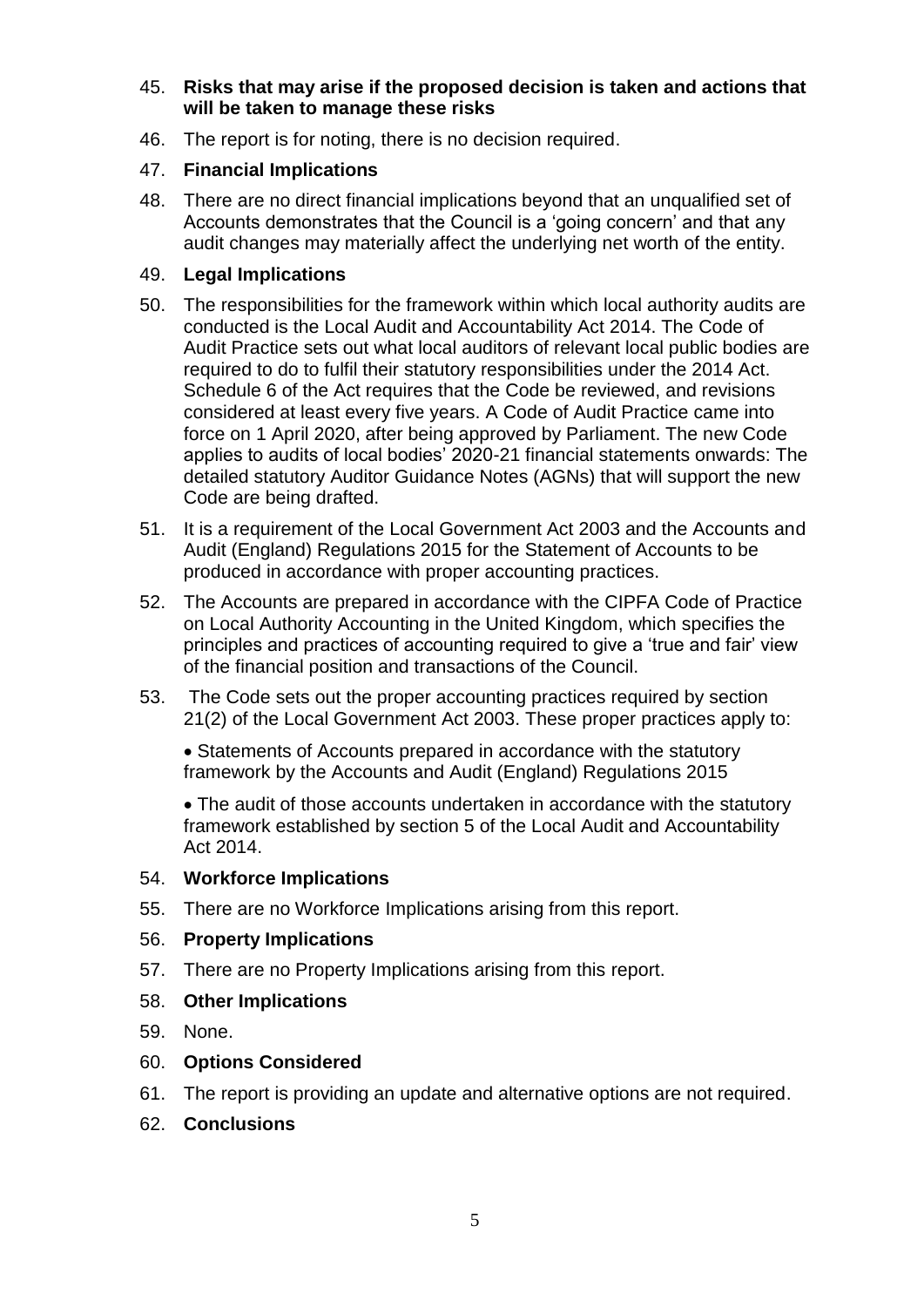45. **Risks that may arise if the proposed decision is taken and actions that will be taken to manage these risks**

46. The report is for noting, there is no decision required.

47. **Financial Implications**

48. There are no direct financial implications beyond that an unqualified set of Accounts demonstrates that the Council is a 'going concern' and that any audit changes may materially affect the underlying net worth of the entity.

49. **Legal Implications**

50. The responsibilities for the framework within which local authority audits are conducted is the Local Audit and Accountability Act 2014. The Code of Audit Practice sets out what local auditors of relevant local public bodies are required to do to fulfil their statutory responsibilities under the 2014 Act. Schedule 6 of the Act requires that the Code be reviewed, and revisions considered at least every five years. A Code of Audit Practice came into force on 1 April 2020, after being approved by Parliament. The new Code applies to audits of local bodies' 2020-21 financial statements onwards: The detailed statutory Auditor Guidance Notes (AGNs) that will support the new Code are being drafted.

51. It is a requirement of the Local Government Act 2003 and the Accounts and Audit (England) Regulations 2015 for the Statement of Accounts to be produced in accordance with proper accounting practices.

52. The Accounts are prepared in accordance with the CIPFA Code of Practice on Local Authority Accounting in the United Kingdom, which specifies the principles and practices of accounting required to give a 'true and fair' view of the financial position and transactions of the Council.

53. The Code sets out the proper accounting practices required by section 21(2) of the Local Government Act 2003. These proper practices apply to:

    - Statements of Accounts prepared in accordance with the statutory framework by the Accounts and Audit (England) Regulations 2015

    - The audit of those accounts undertaken in accordance with the statutory framework established by section 5 of the Local Audit and Accountability Act 2014.

54. **Workforce Implications**

55. There are no Workforce Implications arising from this report.

56. **Property Implications**

57. There are no Property Implications arising from this report.

58. **Other Implications**

59. None.

60. **Options Considered**

61. The report is providing an update and alternative options are not required.

62. **Conclusions**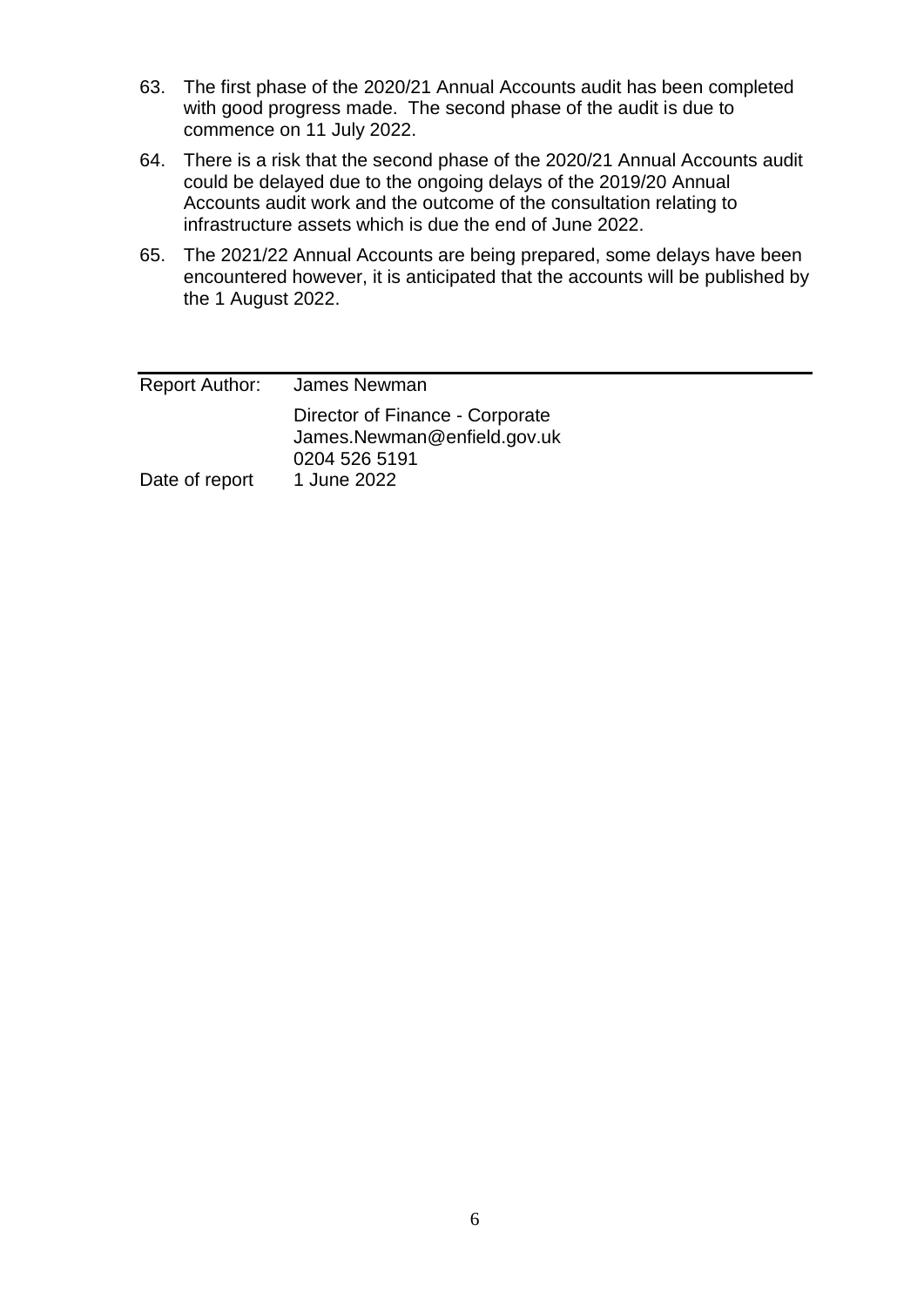63. The first phase of the 2020/21 Annual Accounts audit has been completed with good progress made. The second phase of the audit is due to commence on 11 July 2022.

64. There is a risk that the second phase of the 2020/21 Annual Accounts audit could be delayed due to the ongoing delays of the 2019/20 Annual Accounts audit work and the outcome of the consultation relating to infrastructure assets which is due the end of June 2022.

65. The 2021/22 Annual Accounts are being prepared, some delays have been encountered however, it is anticipated that the accounts will be published by the 1 August 2022.

| | |
|---|---|
| Report Author: | James Newman |
| | Director of Finance - Corporate<br>James.Newman@enfield.gov.uk<br>0204 526 5191 |
| Date of report | 1 June 2022 |